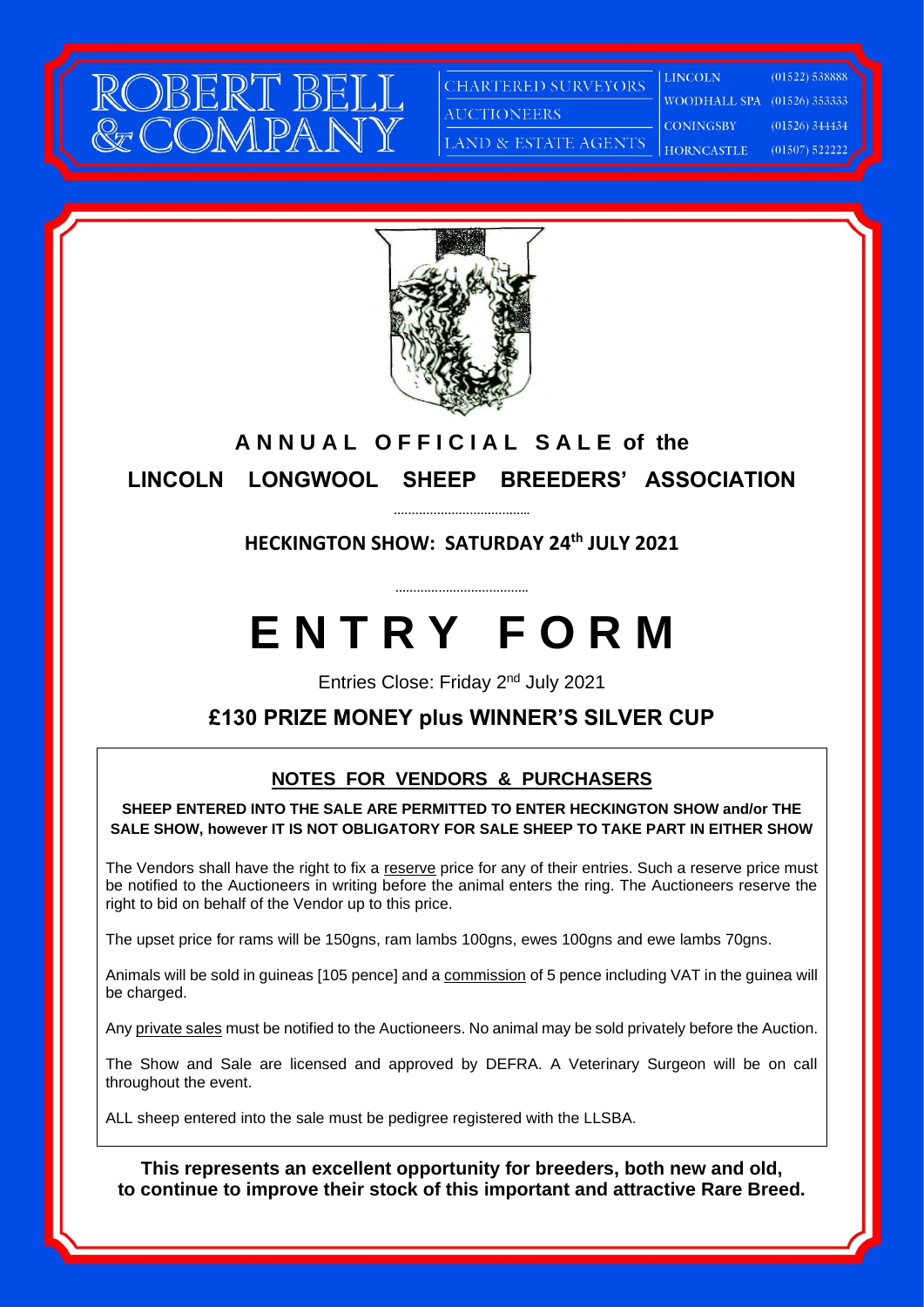ROBERT BELL & COMPANY

CHARTERED SURVEYORS
AUCTIONEERS
LAND & ESTATE AGENTS

| | |
|---|---|
| LINCOLN | (01522) 538888 |
| WOODHALL SPA | (01526) 353333 |
| CONINGSBY | (01526) 344434 |
| HORNCASTLE | (01507) 522222 |

## ANNUAL OFFICIAL SALE of the LINCOLN LONGWOOL SHEEP BREEDERS' ASSOCIATION

**HECKINGTON SHOW: SATURDAY 24th JULY 2021**

# ENTRY FORM

Entries Close: Friday 2nd July 2021

**£130 PRIZE MONEY plus WINNER'S SILVER CUP**

### NOTES FOR VENDORS & PURCHASERS

**SHEEP ENTERED INTO THE SALE ARE PERMITTED TO ENTER HECKINGTON SHOW and/or THE SALE SHOW, however IT IS NOT OBLIGATORY FOR SALE SHEEP TO TAKE PART IN EITHER SHOW**

The Vendors shall have the right to fix a reserve price for any of their entries. Such a reserve price must be notified to the Auctioneers in writing before the animal enters the ring. The Auctioneers reserve the right to bid on behalf of the Vendor up to this price.

The upset price for rams will be 150gns, ram lambs 100gns, ewes 100gns and ewe lambs 70gns.

Animals will be sold in guineas [105 pence] and a commission of 5 pence including VAT in the guinea will be charged.

Any private sales must be notified to the Auctioneers. No animal may be sold privately before the Auction.

The Show and Sale are licensed and approved by DEFRA. A Veterinary Surgeon will be on call throughout the event.

ALL sheep entered into the sale must be pedigree registered with the LLSBA.

**This represents an excellent opportunity for breeders, both new and old, to continue to improve their stock of this important and attractive Rare Breed.**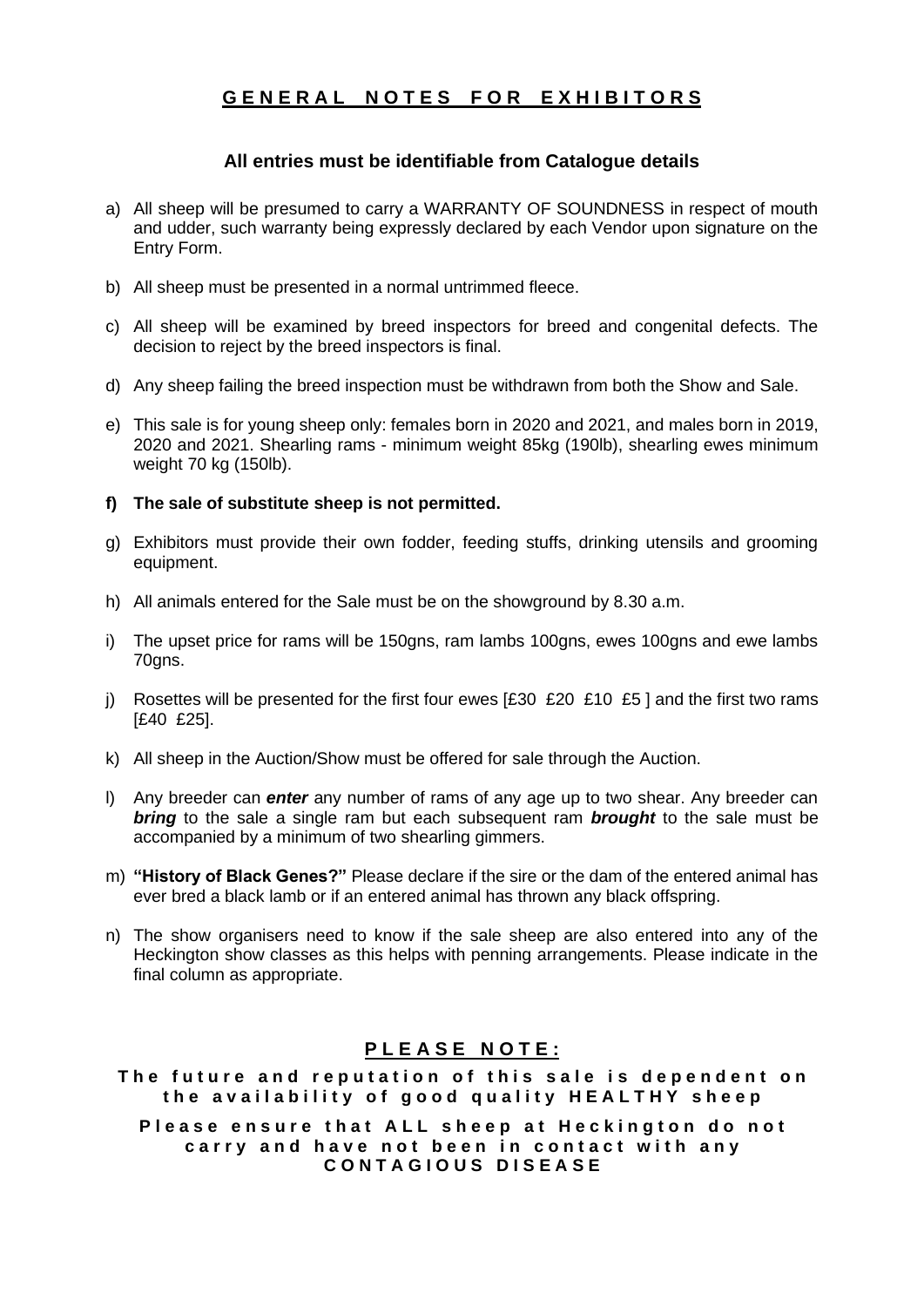## GENERAL NOTES FOR EXHIBITORS

**All entries must be identifiable from Catalogue details**

a) All sheep will be presumed to carry a WARRANTY OF SOUNDNESS in respect of mouth and udder, such warranty being expressly declared by each Vendor upon signature on the Entry Form.

b) All sheep must be presented in a normal untrimmed fleece.

c) All sheep will be examined by breed inspectors for breed and congenital defects. The decision to reject by the breed inspectors is final.

d) Any sheep failing the breed inspection must be withdrawn from both the Show and Sale.

e) This sale is for young sheep only: females born in 2020 and 2021, and males born in 2019, 2020 and 2021. Shearling rams - minimum weight 85kg (190lb), shearling ewes minimum weight 70 kg (150lb).

**f) The sale of substitute sheep is not permitted.**

g) Exhibitors must provide their own fodder, feeding stuffs, drinking utensils and grooming equipment.

h) All animals entered for the Sale must be on the showground by 8.30 a.m.

i) The upset price for rams will be 150gns, ram lambs 100gns, ewes 100gns and ewe lambs 70gns.

j) Rosettes will be presented for the first four ewes [£30 £20 £10 £5 ] and the first two rams [£40 £25].

k) All sheep in the Auction/Show must be offered for sale through the Auction.

l) Any breeder can ***enter*** any number of rams of any age up to two shear. Any breeder can ***bring*** to the sale a single ram but each subsequent ram ***brought*** to the sale must be accompanied by a minimum of two shearling gimmers.

m) **"History of Black Genes?"** Please declare if the sire or the dam of the entered animal has ever bred a black lamb or if an entered animal has thrown any black offspring.

n) The show organisers need to know if the sale sheep are also entered into any of the Heckington show classes as this helps with penning arrangements. Please indicate in the final column as appropriate.

**PLEASE NOTE:**

**The future and reputation of this sale is dependent on the availability of good quality HEALTHY sheep**

**Please ensure that ALL sheep at Heckington do not carry and have not been in contact with any CONTAGIOUS DISEASE**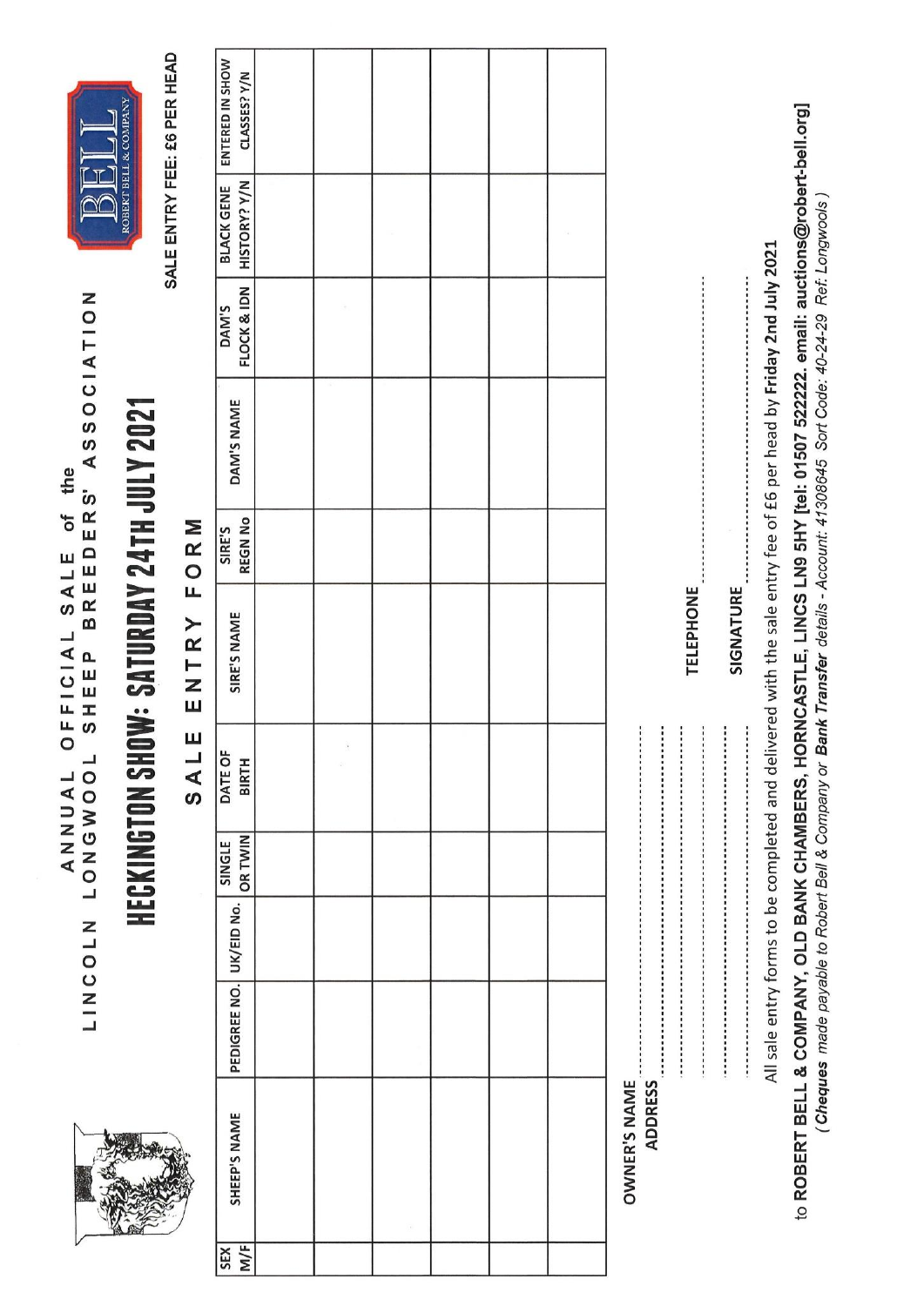# ANNUAL OFFICIAL SALE of the LINCOLN LONGWOOL SHEEP BREEDERS' ASSOCIATION

## HECKINGTON SHOW: SATURDAY 24TH JULY 2021

## SALE ENTRY FORM

**SALE ENTRY FEE: £6 PER HEAD**

| SEX M/F | SHEEP'S NAME | PEDIGREE NO. | UK/EID No. | SINGLE OR TWIN | DATE OF BIRTH | SIRE'S NAME | SIRE'S REGN No | DAM'S NAME | DAM'S FLOCK & IDN | BLACK GENE HISTORY? Y/N | ENTERED IN SHOW CLASSES? Y/N |
|---|---|---|---|---|---|---|---|---|---|---|---|
| | | | | | | | | | | | |
| | | | | | | | | | | | |
| | | | | | | | | | | | |
| | | | | | | | | | | | |
| | | | | | | | | | | | |
| | | | | | | | | | | | |

OWNER'S NAME ....................................

ADDRESS ....................................

....................................

....................................

.................................... TELEPHONE ....................................

.................................... SIGNATURE ....................................

All sale entry forms to be completed and delivered with the sale entry fee of £6 per head by **Friday 2nd July 2021**

to **ROBERT BELL & COMPANY, OLD BANK CHAMBERS, HORNCASTLE, LINCS LN9 5HY [tel: 01507 522222. email: auctions@robert-bell.org]**

*(**Cheques** made payable to Robert Bell & Company or **Bank Transfer** details - Account: 41308645 Sort Code: 40-24-29 Ref: Longwools)*